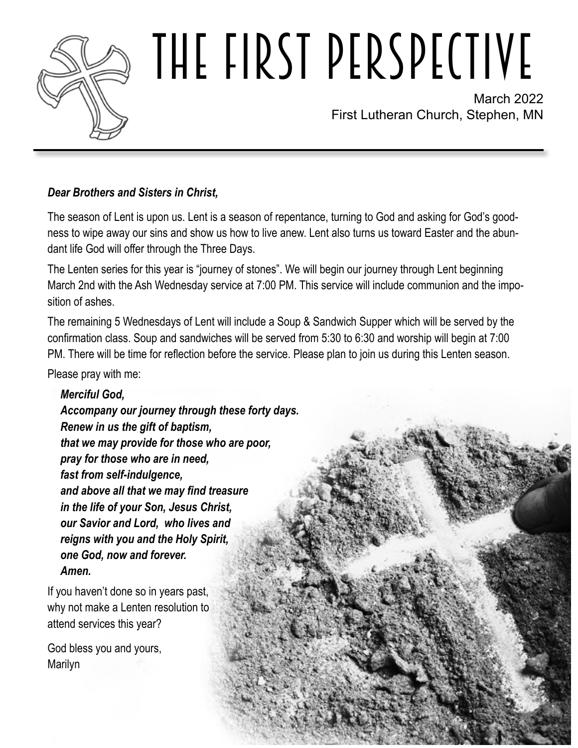# THE FIRST PERSPECTIVE

March 2022
First Lutheran Church, Stephen, MN

***Dear Brothers and Sisters in Christ,***

The season of Lent is upon us. Lent is a season of repentance, turning to God and asking for God's goodness to wipe away our sins and show us how to live anew. Lent also turns us toward Easter and the abundant life God will offer through the Three Days.

The Lenten series for this year is "journey of stones". We will begin our journey through Lent beginning March 2nd with the Ash Wednesday service at 7:00 PM. This service will include communion and the imposition of ashes.

The remaining 5 Wednesdays of Lent will include a Soup & Sandwich Supper which will be served by the confirmation class. Soup and sandwiches will be served from 5:30 to 6:30 and worship will begin at 7:00 PM. There will be time for reflection before the service. Please plan to join us during this Lenten season.

Please pray with me:

***Merciful God,***
***Accompany our journey through these forty days.***
***Renew in us the gift of baptism,***
***that we may provide for those who are poor,***
***pray for those who are in need,***
***fast from self-indulgence,***
***and above all that we may find treasure***
***in the life of your Son, Jesus Christ,***
***our Savior and Lord, who lives and***
***reigns with you and the Holy Spirit,***
***one God, now and forever.***
***Amen.***

If you haven't done so in years past, why not make a Lenten resolution to attend services this year?

God bless you and yours,
Marilyn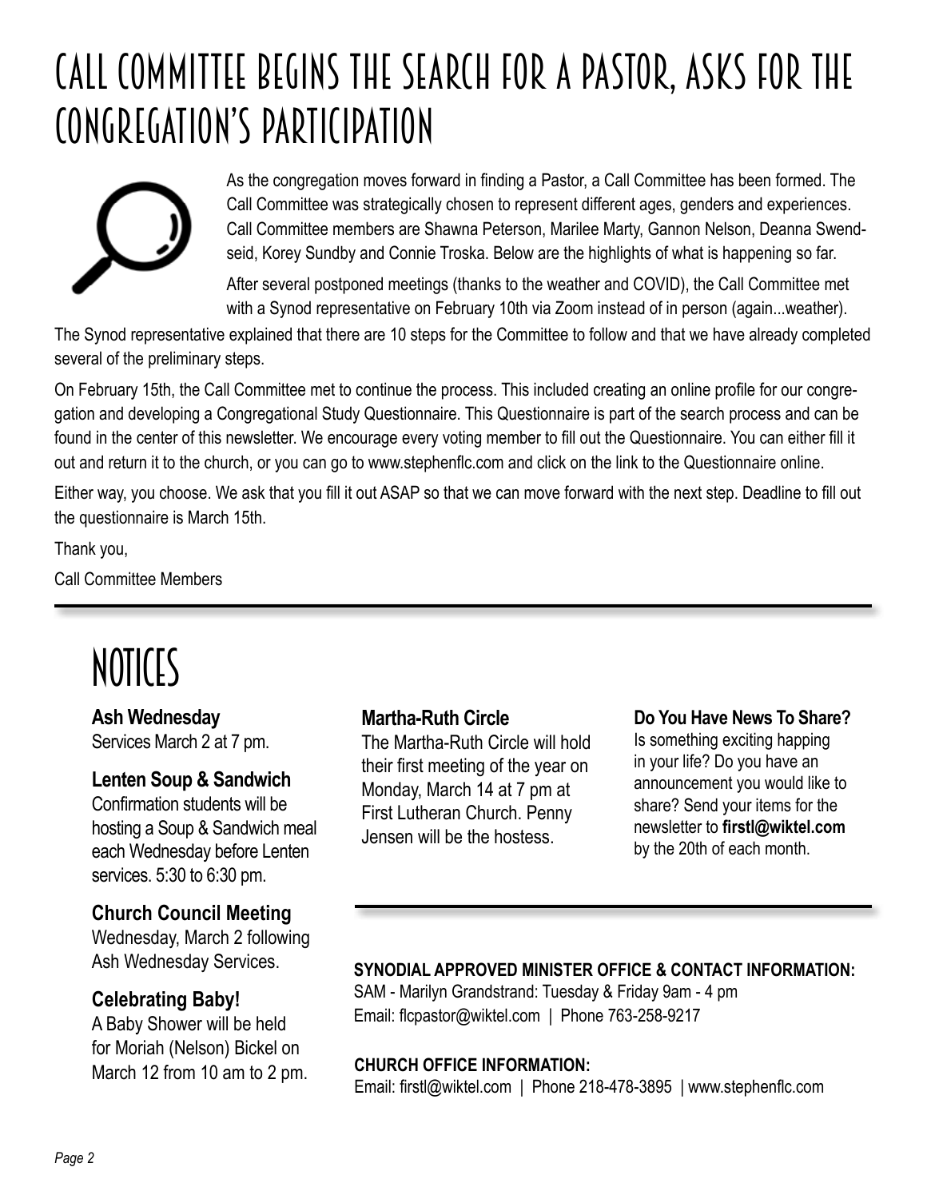# CALL COMMITTEE BEGINS THE SEARCH FOR A PASTOR, ASKS FOR THE CONGREGATION'S PARTICIPATION

As the congregation moves forward in finding a Pastor, a Call Committee has been formed. The Call Committee was strategically chosen to represent different ages, genders and experiences. Call Committee members are Shawna Peterson, Marilee Marty, Gannon Nelson, Deanna Swendseid, Korey Sundby and Connie Troska. Below are the highlights of what is happening so far.

After several postponed meetings (thanks to the weather and COVID), the Call Committee met with a Synod representative on February 10th via Zoom instead of in person (again...weather).

The Synod representative explained that there are 10 steps for the Committee to follow and that we have already completed several of the preliminary steps.

On February 15th, the Call Committee met to continue the process. This included creating an online profile for our congregation and developing a Congregational Study Questionnaire. This Questionnaire is part of the search process and can be found in the center of this newsletter. We encourage every voting member to fill out the Questionnaire. You can either fill it out and return it to the church, or you can go to www.stephenflc.com and click on the link to the Questionnaire online.

Either way, you choose. We ask that you fill it out ASAP so that we can move forward with the next step. Deadline to fill out the questionnaire is March 15th.

Thank you,

Call Committee Members

# NOTICES

**Ash Wednesday**
Services March 2 at 7 pm.

**Lenten Soup & Sandwich**
Confirmation students will be hosting a Soup & Sandwich meal each Wednesday before Lenten services. 5:30 to 6:30 pm.

**Church Council Meeting**
Wednesday, March 2 following Ash Wednesday Services.

**Celebrating Baby!**
A Baby Shower will be held for Moriah (Nelson) Bickel on March 12 from 10 am to 2 pm.

**Martha-Ruth Circle**
The Martha-Ruth Circle will hold their first meeting of the year on Monday, March 14 at 7 pm at First Lutheran Church. Penny Jensen will be the hostess.

**Do You Have News To Share?**
Is something exciting happing in your life? Do you have an announcement you would like to share? Send your items for the newsletter to **firstl@wiktel.com** by the 20th of each month.

**SYNODIAL APPROVED MINISTER OFFICE & CONTACT INFORMATION:**
SAM - Marilyn Grandstrand: Tuesday & Friday 9am - 4 pm
Email: flcpastor@wiktel.com | Phone 763-258-9217

**CHURCH OFFICE INFORMATION:**
Email: firstl@wiktel.com | Phone 218-478-3895 | www.stephenflc.com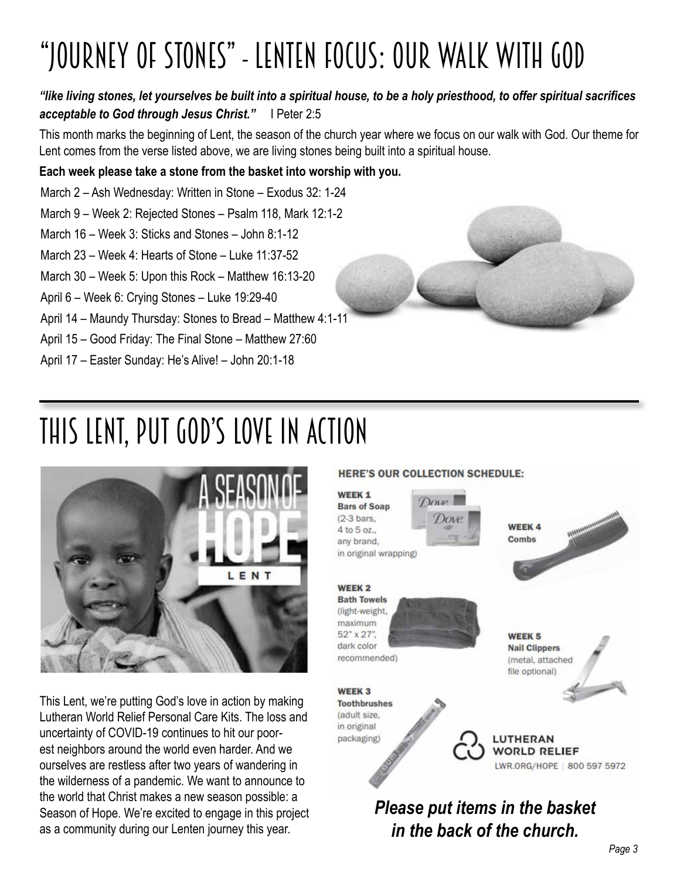# "Journey of Stones" - Lenten Focus: Our Walk with God

***"like living stones, let yourselves be built into a spiritual house, to be a holy priesthood, to offer spiritual sacrifices acceptable to God through Jesus Christ."*** I Peter 2:5

This month marks the beginning of Lent, the season of the church year where we focus on our walk with God. Our theme for Lent comes from the verse listed above, we are living stones being built into a spiritual house.

**Each week please take a stone from the basket into worship with you.**

March 2 – Ash Wednesday: Written in Stone – Exodus 32: 1-24

March 9 – Week 2: Rejected Stones – Psalm 118, Mark 12:1-2

March 16 – Week 3: Sticks and Stones – John 8:1-12

March 23 – Week 4: Hearts of Stone – Luke 11:37-52

March 30 – Week 5: Upon this Rock – Matthew 16:13-20

April 6 – Week 6: Crying Stones – Luke 19:29-40

April 14 – Maundy Thursday: Stones to Bread – Matthew 4:1-11

April 15 – Good Friday: The Final Stone – Matthew 27:60

April 17 – Easter Sunday: He's Alive! – John 20:1-18

# This Lent, Put God's Love in Action

A SEASON OF HOPE
LENT

This Lent, we're putting God's love in action by making Lutheran World Relief Personal Care Kits. The loss and uncertainty of COVID-19 continues to hit our poorest neighbors around the world even harder. And we ourselves are restless after two years of wandering in the wilderness of a pandemic. We want to announce to the world that Christ makes a new season possible: a Season of Hope. We're excited to engage in this project as a community during our Lenten journey this year.

**HERE'S OUR COLLECTION SCHEDULE:**

**WEEK 1**
**Bars of Soap**
(2-3 bars, 4 to 5 oz., any brand, in original wrapping)

**WEEK 2**
**Bath Towels**
(light-weight, maximum 52" x 27", dark color recommended)

**WEEK 3**
**Toothbrushes**
(adult size, in original packaging)

**WEEK 4**
**Combs**

**WEEK 5**
**Nail Clippers**
(metal, attached file optional)

LUTHERAN WORLD RELIEF
LWR.ORG/HOPE | 800 597 5972

***Please put items in the basket in the back of the church.***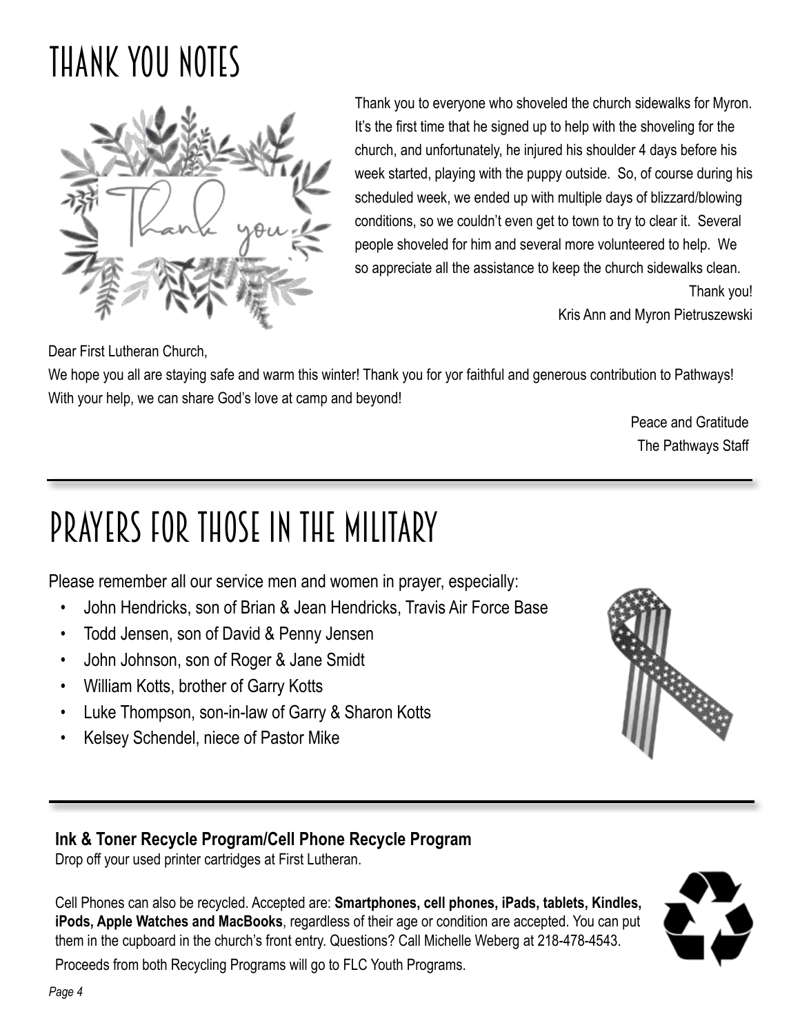# THANK YOU NOTES

Thank you to everyone who shoveled the church sidewalks for Myron. It's the first time that he signed up to help with the shoveling for the church, and unfortunately, he injured his shoulder 4 days before his week started, playing with the puppy outside. So, of course during his scheduled week, we ended up with multiple days of blizzard/blowing conditions, so we couldn't even get to town to try to clear it. Several people shoveled for him and several more volunteered to help. We so appreciate all the assistance to keep the church sidewalks clean.

Thank you!
Kris Ann and Myron Pietruszewski

Dear First Lutheran Church,

We hope you all are staying safe and warm this winter! Thank you for yor faithful and generous contribution to Pathways! With your help, we can share God's love at camp and beyond!

Peace and Gratitude
The Pathways Staff

# PRAYERS FOR THOSE IN THE MILITARY

Please remember all our service men and women in prayer, especially:

- John Hendricks, son of Brian & Jean Hendricks, Travis Air Force Base
- Todd Jensen, son of David & Penny Jensen
- John Johnson, son of Roger & Jane Smidt
- William Kotts, brother of Garry Kotts
- Luke Thompson, son-in-law of Garry & Sharon Kotts
- Kelsey Schendel, niece of Pastor Mike

**Ink & Toner Recycle Program/Cell Phone Recycle Program**
Drop off your used printer cartridges at First Lutheran.

Cell Phones can also be recycled. Accepted are: **Smartphones, cell phones, iPads, tablets, Kindles, iPods, Apple Watches and MacBooks**, regardless of their age or condition are accepted. You can put them in the cupboard in the church's front entry. Questions? Call Michelle Weberg at 218-478-4543.

Proceeds from both Recycling Programs will go to FLC Youth Programs.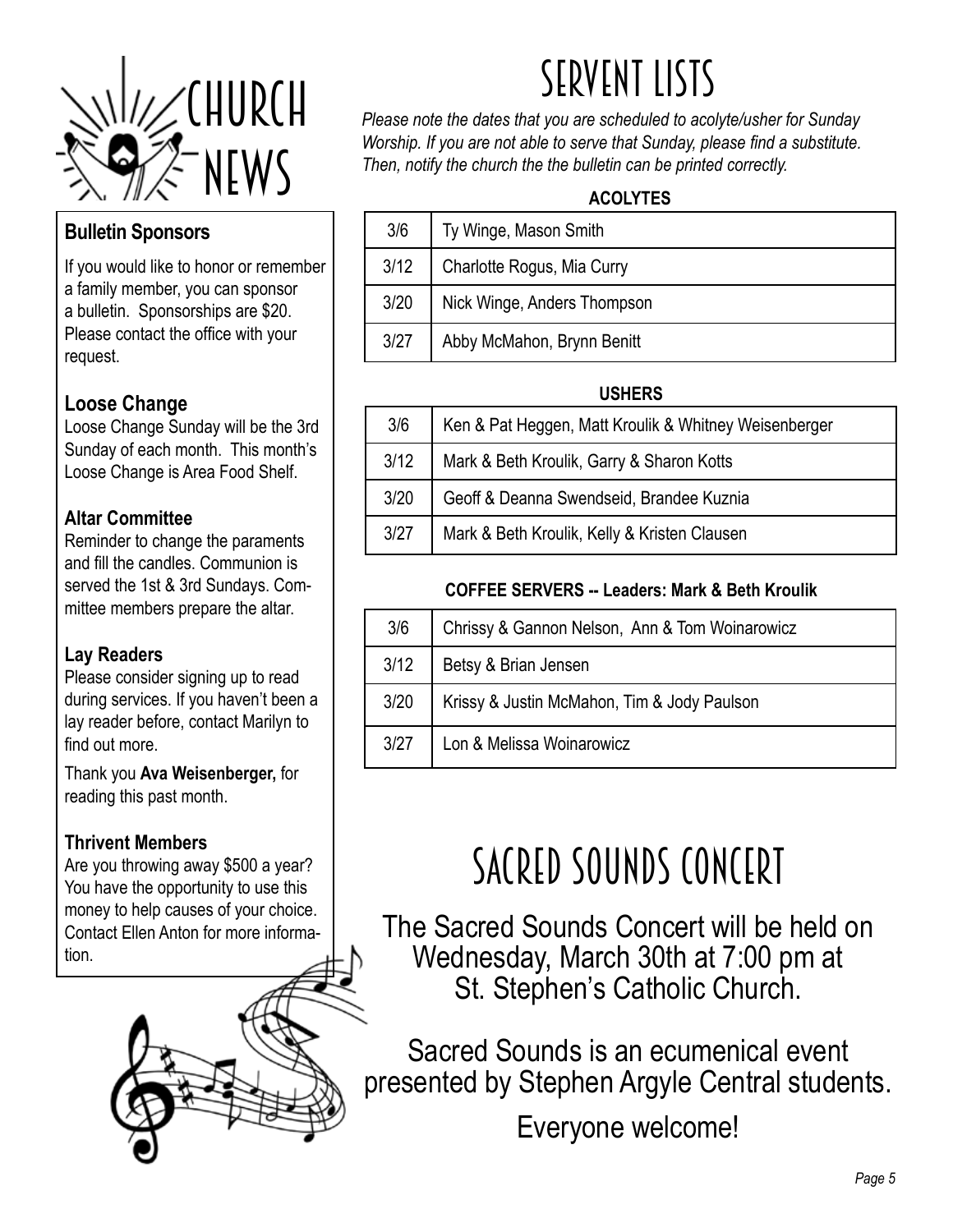# CHURCH NEWS

### Bulletin Sponsors

If you would like to honor or remember a family member, you can sponsor a bulletin. Sponsorships are $20. Please contact the office with your request.

### Loose Change

Loose Change Sunday will be the 3rd Sunday of each month. This month's Loose Change is Area Food Shelf.

### Altar Committee

Reminder to change the paraments and fill the candles. Communion is served the 1st & 3rd Sundays. Committee members prepare the altar.

### Lay Readers

Please consider signing up to read during services. If you haven't been a lay reader before, contact Marilyn to find out more.

Thank you **Ava Weisenberger,** for reading this past month.

### Thrivent Members

Are you throwing away $500 a year? You have the opportunity to use this money to help causes of your choice. Contact Ellen Anton for more information.

# SERVENT LISTS

*Please note the dates that you are scheduled to acolyte/usher for Sunday Worship. If you are not able to serve that Sunday, please find a substitute. Then, notify the church the the bulletin can be printed correctly.*

**ACOLYTES**

| | |
|---|---|
| 3/6 | Ty Winge, Mason Smith |
| 3/12 | Charlotte Rogus, Mia Curry |
| 3/20 | Nick Winge, Anders Thompson |
| 3/27 | Abby McMahon, Brynn Benitt |

**USHERS**

| | |
|---|---|
| 3/6 | Ken & Pat Heggen, Matt Kroulik & Whitney Weisenberger |
| 3/12 | Mark & Beth Kroulik, Garry & Sharon Kotts |
| 3/20 | Geoff & Deanna Swendseid, Brandee Kuznia |
| 3/27 | Mark & Beth Kroulik, Kelly & Kristen Clausen |

**COFFEE SERVERS -- Leaders: Mark & Beth Kroulik**

| | |
|---|---|
| 3/6 | Chrissy & Gannon Nelson, Ann & Tom Woinarowicz |
| 3/12 | Betsy & Brian Jensen |
| 3/20 | Krissy & Justin McMahon, Tim & Jody Paulson |
| 3/27 | Lon & Melissa Woinarowicz |

# SACRED SOUNDS CONCERT

The Sacred Sounds Concert will be held on Wednesday, March 30th at 7:00 pm at St. Stephen's Catholic Church.

Sacred Sounds is an ecumenical event presented by Stephen Argyle Central students.

Everyone welcome!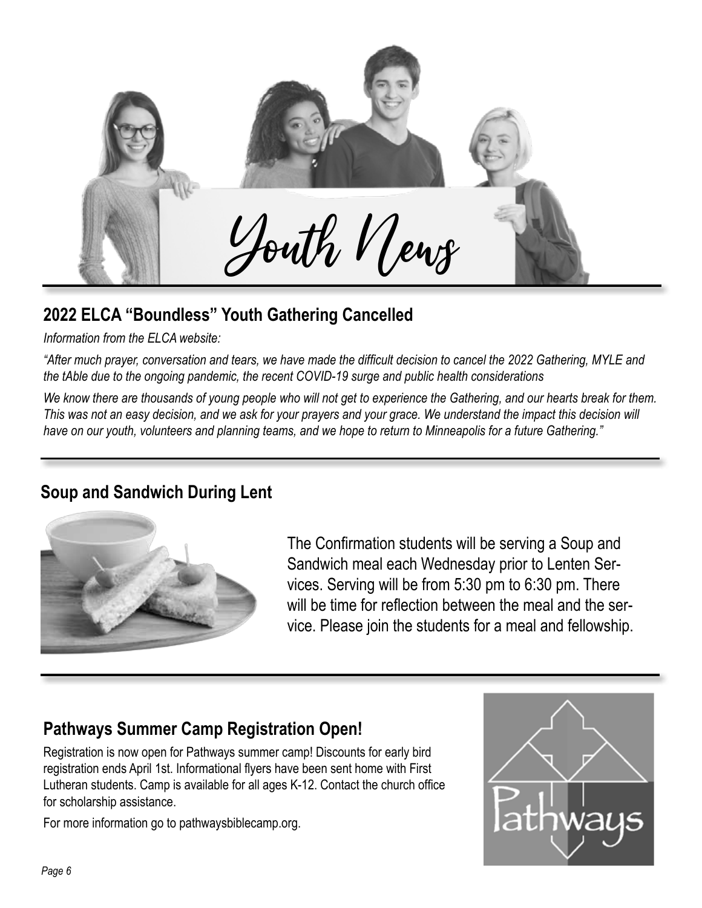# Youth News

## 2022 ELCA "Boundless" Youth Gathering Cancelled

*Information from the ELCA website:*

*"After much prayer, conversation and tears, we have made the difficult decision to cancel the 2022 Gathering, MYLE and the tAble due to the ongoing pandemic, the recent COVID-19 surge and public health considerations*

*We know there are thousands of young people who will not get to experience the Gathering, and our hearts break for them. This was not an easy decision, and we ask for your prayers and your grace. We understand the impact this decision will have on our youth, volunteers and planning teams, and we hope to return to Minneapolis for a future Gathering."*

## Soup and Sandwich During Lent

The Confirmation students will be serving a Soup and Sandwich meal each Wednesday prior to Lenten Services. Serving will be from 5:30 pm to 6:30 pm. There will be time for reflection between the meal and the service. Please join the students for a meal and fellowship.

## Pathways Summer Camp Registration Open!

Registration is now open for Pathways summer camp! Discounts for early bird registration ends April 1st. Informational flyers have been sent home with First Lutheran students. Camp is available for all ages K-12. Contact the church office for scholarship assistance.

For more information go to pathwaysbiblecamp.org.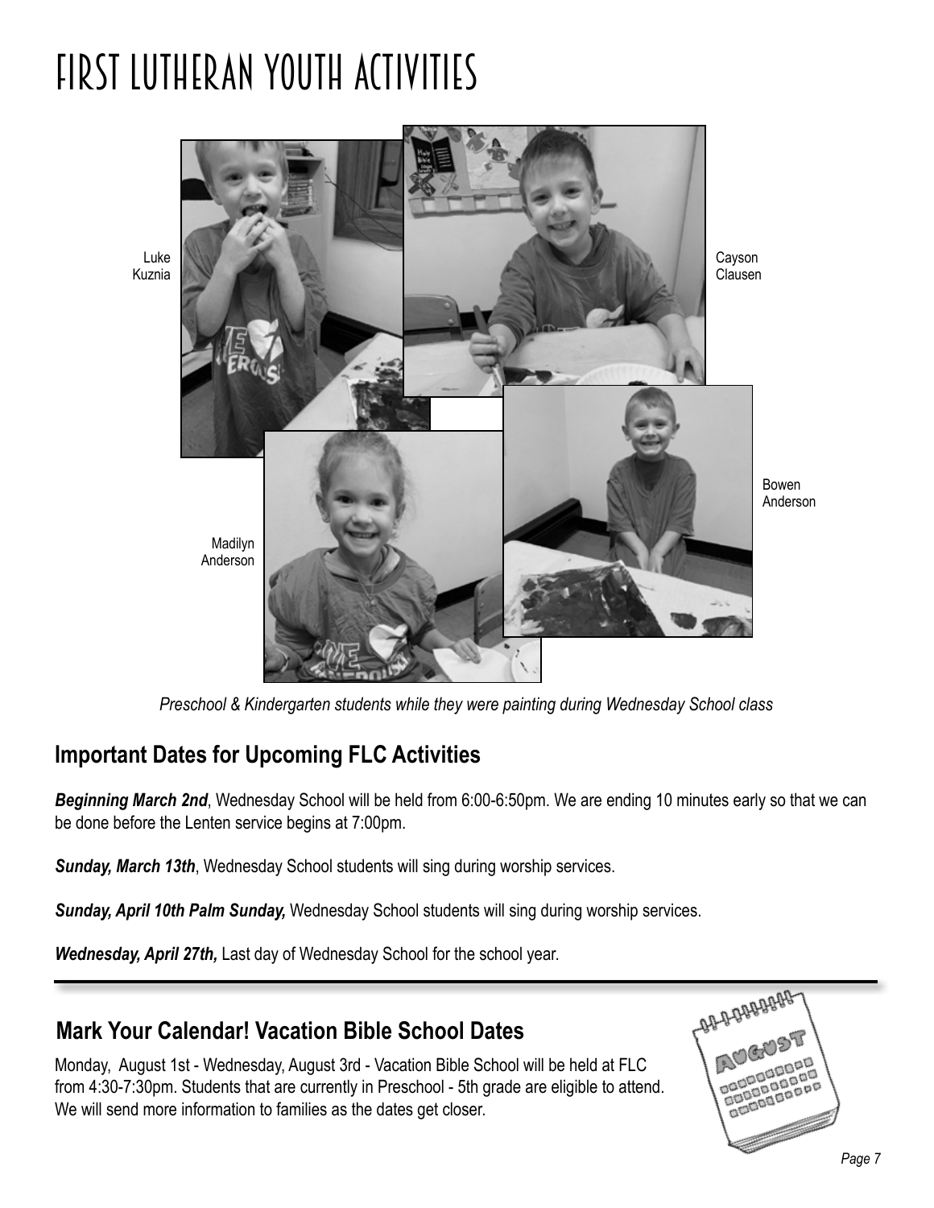# FIRST LUTHERAN YOUTH ACTIVITIES

Luke Kuznia

Cayson Clausen

Bowen Anderson

Madilyn Anderson

*Preschool & Kindergarten students while they were painting during Wednesday School class*

## Important Dates for Upcoming FLC Activities

***Beginning March 2nd***, Wednesday School will be held from 6:00-6:50pm. We are ending 10 minutes early so that we can be done before the Lenten service begins at 7:00pm.

***Sunday, March 13th***, Wednesday School students will sing during worship services.

***Sunday, April 10th Palm Sunday,*** Wednesday School students will sing during worship services.

***Wednesday, April 27th,*** Last day of Wednesday School for the school year.

## Mark Your Calendar! Vacation Bible School Dates

Monday, August 1st - Wednesday, August 3rd - Vacation Bible School will be held at FLC from 4:30-7:30pm. Students that are currently in Preschool - 5th grade are eligible to attend. We will send more information to families as the dates get closer.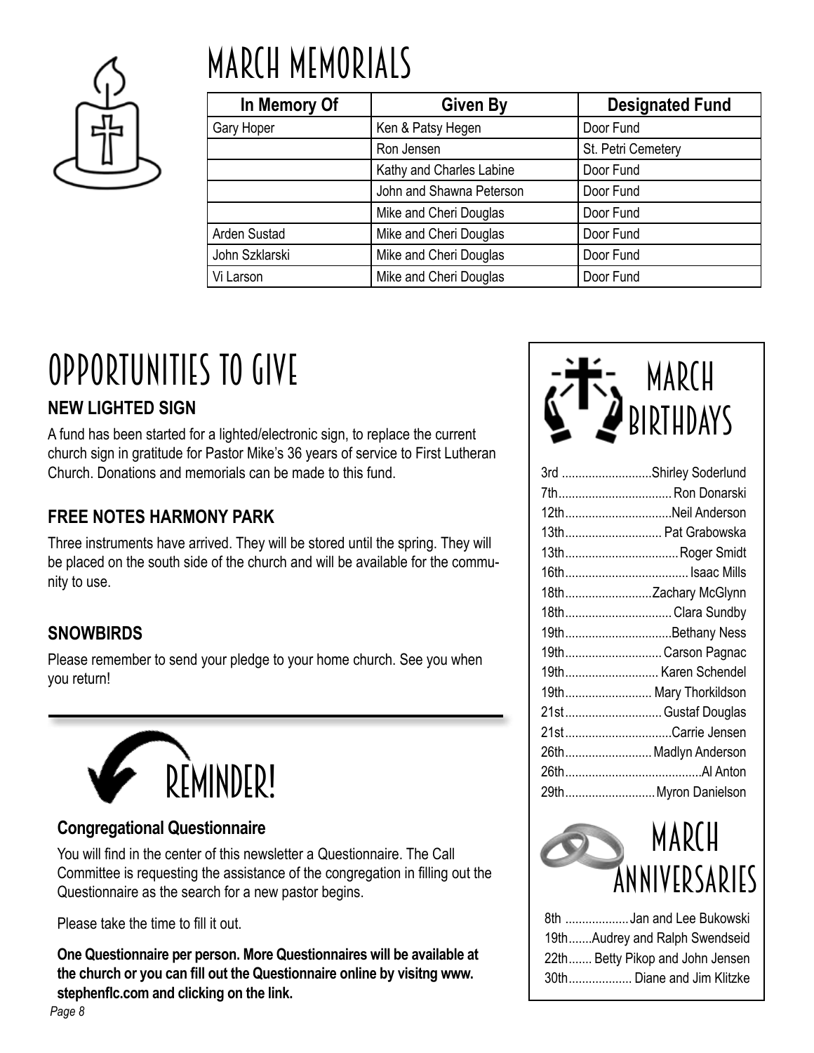# MARCH MEMORIALS

| In Memory Of | Given By | Designated Fund |
|---|---|---|
| Gary Hoper | Ken & Patsy Hegen | Door Fund |
| | Ron Jensen | St. Petri Cemetery |
| | Kathy and Charles Labine | Door Fund |
| | John and Shawna Peterson | Door Fund |
| | Mike and Cheri Douglas | Door Fund |
| Arden Sustad | Mike and Cheri Douglas | Door Fund |
| John Szklarski | Mike and Cheri Douglas | Door Fund |
| Vi Larson | Mike and Cheri Douglas | Door Fund |

# OPPORTUNITIES TO GIVE

### NEW LIGHTED SIGN

A fund has been started for a lighted/electronic sign, to replace the current church sign in gratitude for Pastor Mike's 36 years of service to First Lutheran Church. Donations and memorials can be made to this fund.

### FREE NOTES HARMONY PARK

Three instruments have arrived. They will be stored until the spring. They will be placed on the south side of the church and will be available for the community to use.

### SNOWBIRDS

Please remember to send your pledge to your home church. See you when you return!

# REMINDER!

### Congregational Questionnaire

You will find in the center of this newsletter a Questionnaire. The Call Committee is requesting the assistance of the congregation in filling out the Questionnaire as the search for a new pastor begins.

Please take the time to fill it out.

**One Questionnaire per person. More Questionnaires will be available at the church or you can fill out the Questionnaire online by visitng www.stephenflc.com and clicking on the link.**

# MARCH BIRTHDAYS

- 3rd ........................... Shirley Soderlund
- 7th .................................. Ron Donarski
- 12th ................................ Neil Anderson
- 13th ............................. Pat Grabowska
- 13th .................................. Roger Smidt
- 16th ..................................... Isaac Mills
- 18th .......................... Zachary McGlynn
- 18th ................................ Clara Sundby
- 19th ................................ Bethany Ness
- 19th ............................. Carson Pagnac
- 19th ............................ Karen Schendel
- 19th .......................... Mary Thorkildson
- 21st ............................. Gustaf Douglas
- 21st ................................ Carrie Jensen
- 26th .......................... Madlyn Anderson
- 26th ......................................... Al Anton
- 29th ........................... Myron Danielson

# MARCH ANNIVERSARIES

- 8th ................... Jan and Lee Bukowski
- 19th ....... Audrey and Ralph Swendseid
- 22nd ....... Betty Pikop and John Jensen
- 30th ................... Diane and Jim Klitzke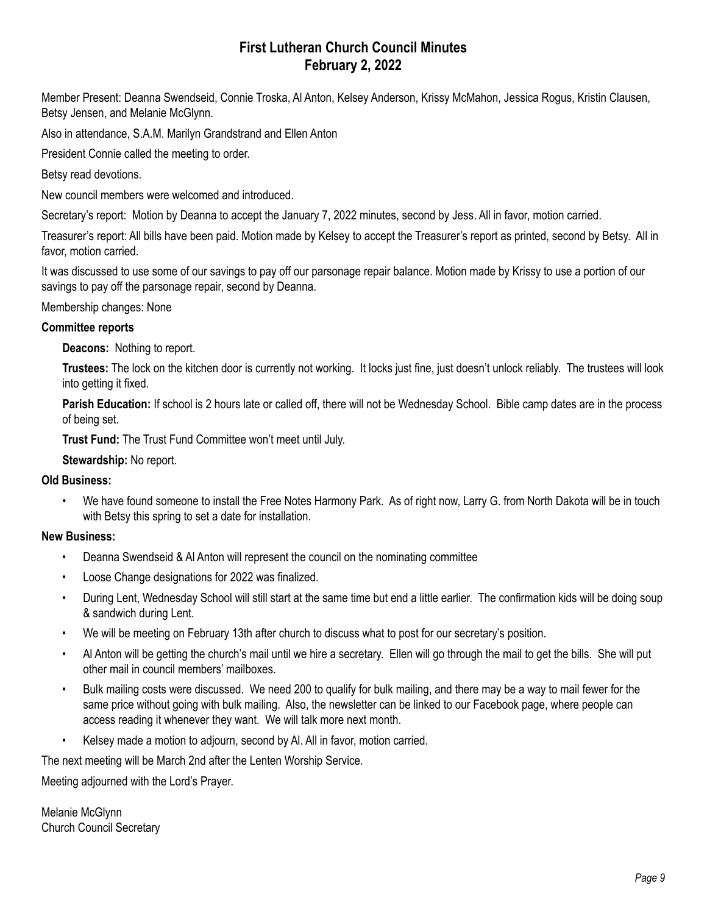# First Lutheran Church Council Minutes
## February 2, 2022

Member Present: Deanna Swendseid, Connie Troska, Al Anton, Kelsey Anderson, Krissy McMahon, Jessica Rogus, Kristin Clausen, Betsy Jensen, and Melanie McGlynn.

Also in attendance, S.A.M. Marilyn Grandstrand and Ellen Anton

President Connie called the meeting to order.

Betsy read devotions.

New council members were welcomed and introduced.

Secretary's report: Motion by Deanna to accept the January 7, 2022 minutes, second by Jess. All in favor, motion carried.

Treasurer's report: All bills have been paid. Motion made by Kelsey to accept the Treasurer's report as printed, second by Betsy. All in favor, motion carried.

It was discussed to use some of our savings to pay off our parsonage repair balance. Motion made by Krissy to use a portion of our savings to pay off the parsonage repair, second by Deanna.

Membership changes: None

**Committee reports**

**Deacons:** Nothing to report.

**Trustees:** The lock on the kitchen door is currently not working. It locks just fine, just doesn't unlock reliably. The trustees will look into getting it fixed.

**Parish Education:** If school is 2 hours late or called off, there will not be Wednesday School. Bible camp dates are in the process of being set.

**Trust Fund:** The Trust Fund Committee won't meet until July.

**Stewardship:** No report.

**Old Business:**

- We have found someone to install the Free Notes Harmony Park. As of right now, Larry G. from North Dakota will be in touch with Betsy this spring to set a date for installation.

**New Business:**

- Deanna Swendseid & Al Anton will represent the council on the nominating committee
- Loose Change designations for 2022 was finalized.
- During Lent, Wednesday School will still start at the same time but end a little earlier. The confirmation kids will be doing soup & sandwich during Lent.
- We will be meeting on February 13th after church to discuss what to post for our secretary's position.
- Al Anton will be getting the church's mail until we hire a secretary. Ellen will go through the mail to get the bills. She will put other mail in council members' mailboxes.
- Bulk mailing costs were discussed. We need 200 to qualify for bulk mailing, and there may be a way to mail fewer for the same price without going with bulk mailing. Also, the newsletter can be linked to our Facebook page, where people can access reading it whenever they want. We will talk more next month.
- Kelsey made a motion to adjourn, second by Al. All in favor, motion carried.

The next meeting will be March 2nd after the Lenten Worship Service.

Meeting adjourned with the Lord's Prayer.

Melanie McGlynn
Church Council Secretary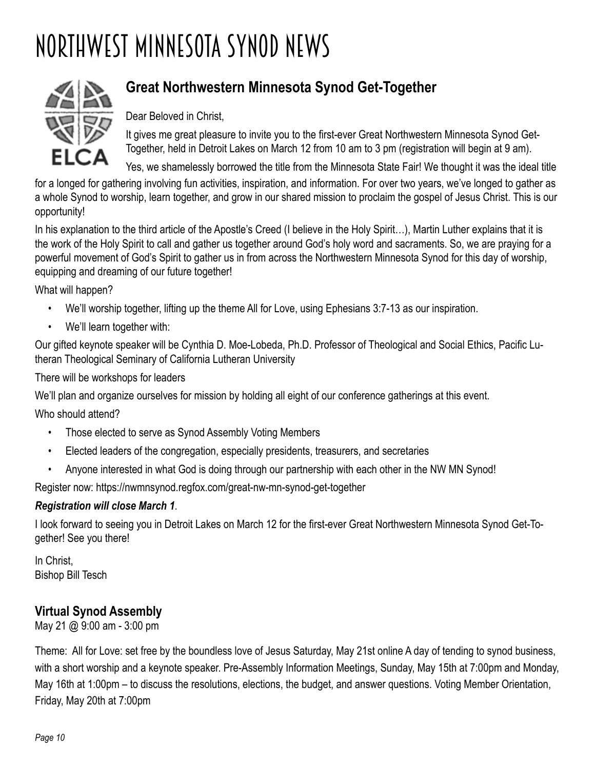# NORTHWEST MINNESOTA SYNOD NEWS

## Great Northwestern Minnesota Synod Get-Together

Dear Beloved in Christ,

It gives me great pleasure to invite you to the first-ever Great Northwestern Minnesota Synod Get-Together, held in Detroit Lakes on March 12 from 10 am to 3 pm (registration will begin at 9 am).

Yes, we shamelessly borrowed the title from the Minnesota State Fair! We thought it was the ideal title for a longed for gathering involving fun activities, inspiration, and information. For over two years, we've longed to gather as a whole Synod to worship, learn together, and grow in our shared mission to proclaim the gospel of Jesus Christ. This is our opportunity!

In his explanation to the third article of the Apostle's Creed (I believe in the Holy Spirit…), Martin Luther explains that it is the work of the Holy Spirit to call and gather us together around God's holy word and sacraments. So, we are praying for a powerful movement of God's Spirit to gather us in from across the Northwestern Minnesota Synod for this day of worship, equipping and dreaming of our future together!

What will happen?

- We'll worship together, lifting up the theme All for Love, using Ephesians 3:7-13 as our inspiration.
- We'll learn together with:

Our gifted keynote speaker will be Cynthia D. Moe-Lobeda, Ph.D. Professor of Theological and Social Ethics, Pacific Lutheran Theological Seminary of California Lutheran University

There will be workshops for leaders

We'll plan and organize ourselves for mission by holding all eight of our conference gatherings at this event.

Who should attend?

- Those elected to serve as Synod Assembly Voting Members
- Elected leaders of the congregation, especially presidents, treasurers, and secretaries
- Anyone interested in what God is doing through our partnership with each other in the NW MN Synod!

Register now: https://nwmnsynod.regfox.com/great-nw-mn-synod-get-together

***Registration will close March 1***.

I look forward to seeing you in Detroit Lakes on March 12 for the first-ever Great Northwestern Minnesota Synod Get-Together! See you there!

In Christ,
Bishop Bill Tesch

## Virtual Synod Assembly

May 21 @ 9:00 am - 3:00 pm

Theme: All for Love: set free by the boundless love of Jesus Saturday, May 21st online A day of tending to synod business, with a short worship and a keynote speaker. Pre-Assembly Information Meetings, Sunday, May 15th at 7:00pm and Monday, May 16th at 1:00pm – to discuss the resolutions, elections, the budget, and answer questions. Voting Member Orientation, Friday, May 20th at 7:00pm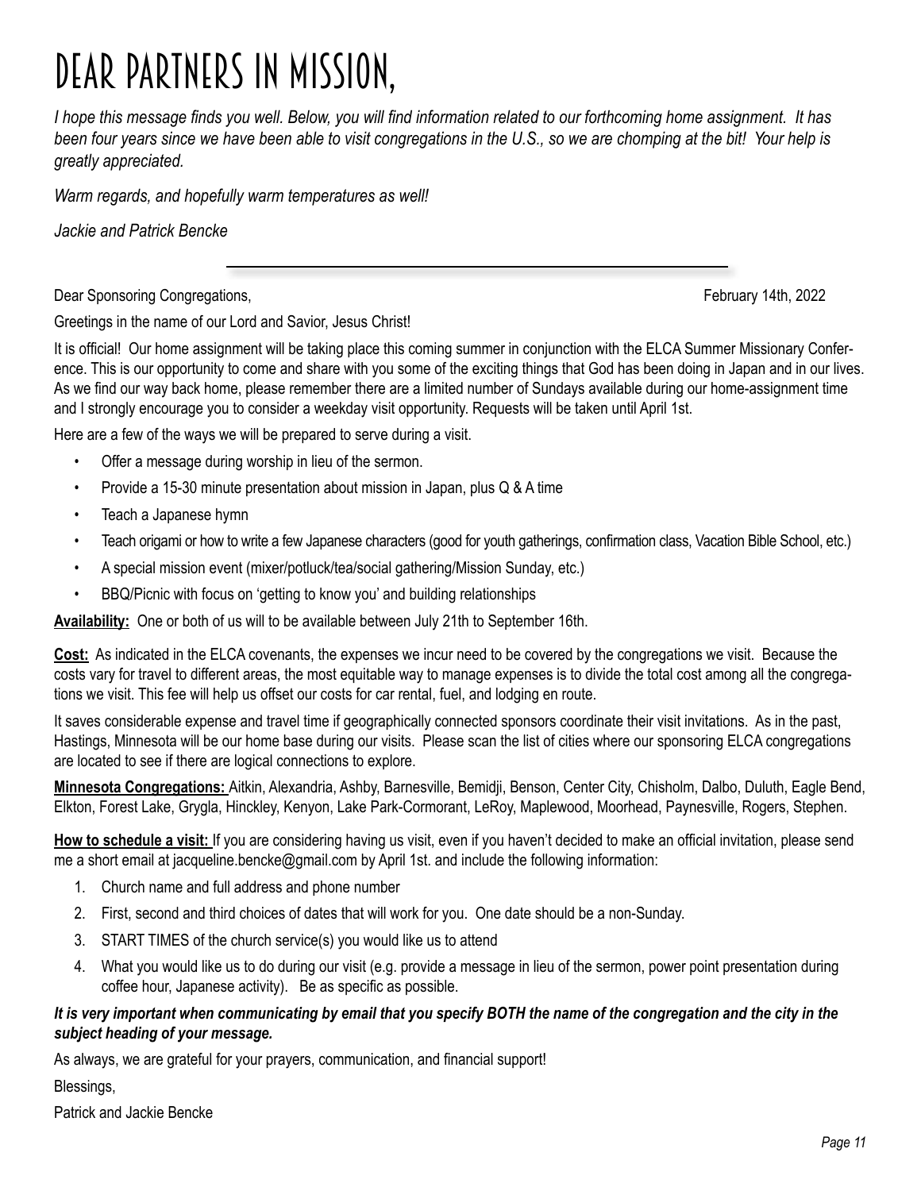# DEAR PARTNERS IN MISSION,

*I hope this message finds you well. Below, you will find information related to our forthcoming home assignment. It has been four years since we have been able to visit congregations in the U.S., so we are chomping at the bit! Your help is greatly appreciated.*

*Warm regards, and hopefully warm temperatures as well!*

*Jackie and Patrick Bencke*

---

Dear Sponsoring Congregations,

February 14th, 2022

Greetings in the name of our Lord and Savior, Jesus Christ!

It is official! Our home assignment will be taking place this coming summer in conjunction with the ELCA Summer Missionary Conference. This is our opportunity to come and share with you some of the exciting things that God has been doing in Japan and in our lives. As we find our way back home, please remember there are a limited number of Sundays available during our home-assignment time and I strongly encourage you to consider a weekday visit opportunity. Requests will be taken until April 1st.

Here are a few of the ways we will be prepared to serve during a visit.

- Offer a message during worship in lieu of the sermon.
- Provide a 15-30 minute presentation about mission in Japan, plus Q & A time
- Teach a Japanese hymn
- Teach origami or how to write a few Japanese characters (good for youth gatherings, confirmation class, Vacation Bible School, etc.)
- A special mission event (mixer/potluck/tea/social gathering/Mission Sunday, etc.)
- BBQ/Picnic with focus on 'getting to know you' and building relationships

**Availability:** One or both of us will to be available between July 21th to September 16th.

**Cost:** As indicated in the ELCA covenants, the expenses we incur need to be covered by the congregations we visit. Because the costs vary for travel to different areas, the most equitable way to manage expenses is to divide the total cost among all the congregations we visit. This fee will help us offset our costs for car rental, fuel, and lodging en route.

It saves considerable expense and travel time if geographically connected sponsors coordinate their visit invitations. As in the past, Hastings, Minnesota will be our home base during our visits. Please scan the list of cities where our sponsoring ELCA congregations are located to see if there are logical connections to explore.

**Minnesota Congregations:** Aitkin, Alexandria, Ashby, Barnesville, Bemidji, Benson, Center City, Chisholm, Dalbo, Duluth, Eagle Bend, Elkton, Forest Lake, Grygla, Hinckley, Kenyon, Lake Park-Cormorant, LeRoy, Maplewood, Moorhead, Paynesville, Rogers, Stephen.

**How to schedule a visit:** If you are considering having us visit, even if you haven't decided to make an official invitation, please send me a short email at jacqueline.bencke@gmail.com by April 1st. and include the following information:

1. Church name and full address and phone number
2. First, second and third choices of dates that will work for you. One date should be a non-Sunday.
3. START TIMES of the church service(s) you would like us to attend
4. What you would like us to do during our visit (e.g. provide a message in lieu of the sermon, power point presentation during coffee hour, Japanese activity). Be as specific as possible.

***It is very important when communicating by email that you specify BOTH the name of the congregation and the city in the subject heading of your message.***

As always, we are grateful for your prayers, communication, and financial support!

Blessings,

Patrick and Jackie Bencke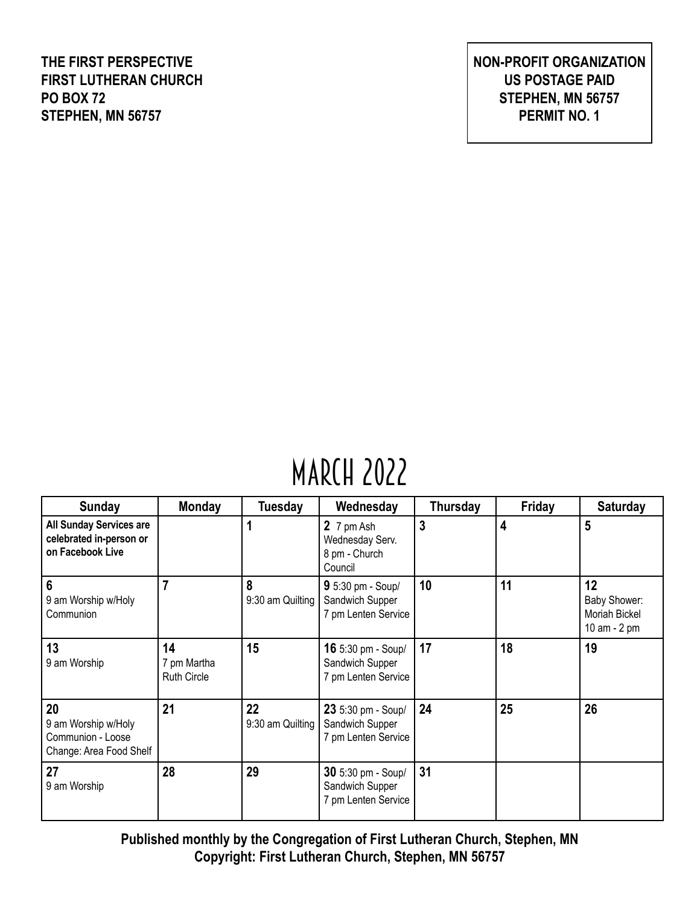**THE FIRST PERSPECTIVE**
**FIRST LUTHERAN CHURCH**
**PO BOX 72**
**STEPHEN, MN 56757**

**NON-PROFIT ORGANIZATION**
**US POSTAGE PAID**
**STEPHEN, MN 56757**
**PERMIT NO. 1**

# MARCH 2022

| Sunday | Monday | Tuesday | Wednesday | Thursday | Friday | Saturday |
|---|---|---|---|---|---|---|
| **All Sunday Services are celebrated in-person or on Facebook Live** | | **1** | **2** 7 pm Ash Wednesday Serv. 8 pm - Church Council | **3** | **4** | **5** |
| **6** 9 am Worship w/Holy Communion | **7** | **8** 9:30 am Quilting | **9** 5:30 pm - Soup/ Sandwich Supper 7 pm Lenten Service | **10** | **11** | **12** Baby Shower: Moriah Bickel 10 am - 2 pm |
| **13** 9 am Worship | **14** 7 pm Martha Ruth Circle | **15** | **16** 5:30 pm - Soup/ Sandwich Supper 7 pm Lenten Service | **17** | **18** | **19** |
| **20** 9 am Worship w/Holy Communion - Loose Change: Area Food Shelf | **21** | **22** 9:30 am Quilting | **23** 5:30 pm - Soup/ Sandwich Supper 7 pm Lenten Service | **24** | **25** | **26** |
| **27** 9 am Worship | **28** | **29** | **30** 5:30 pm - Soup/ Sandwich Supper 7 pm Lenten Service | **31** | | |

**Published monthly by the Congregation of First Lutheran Church, Stephen, MN**
**Copyright: First Lutheran Church, Stephen, MN 56757**